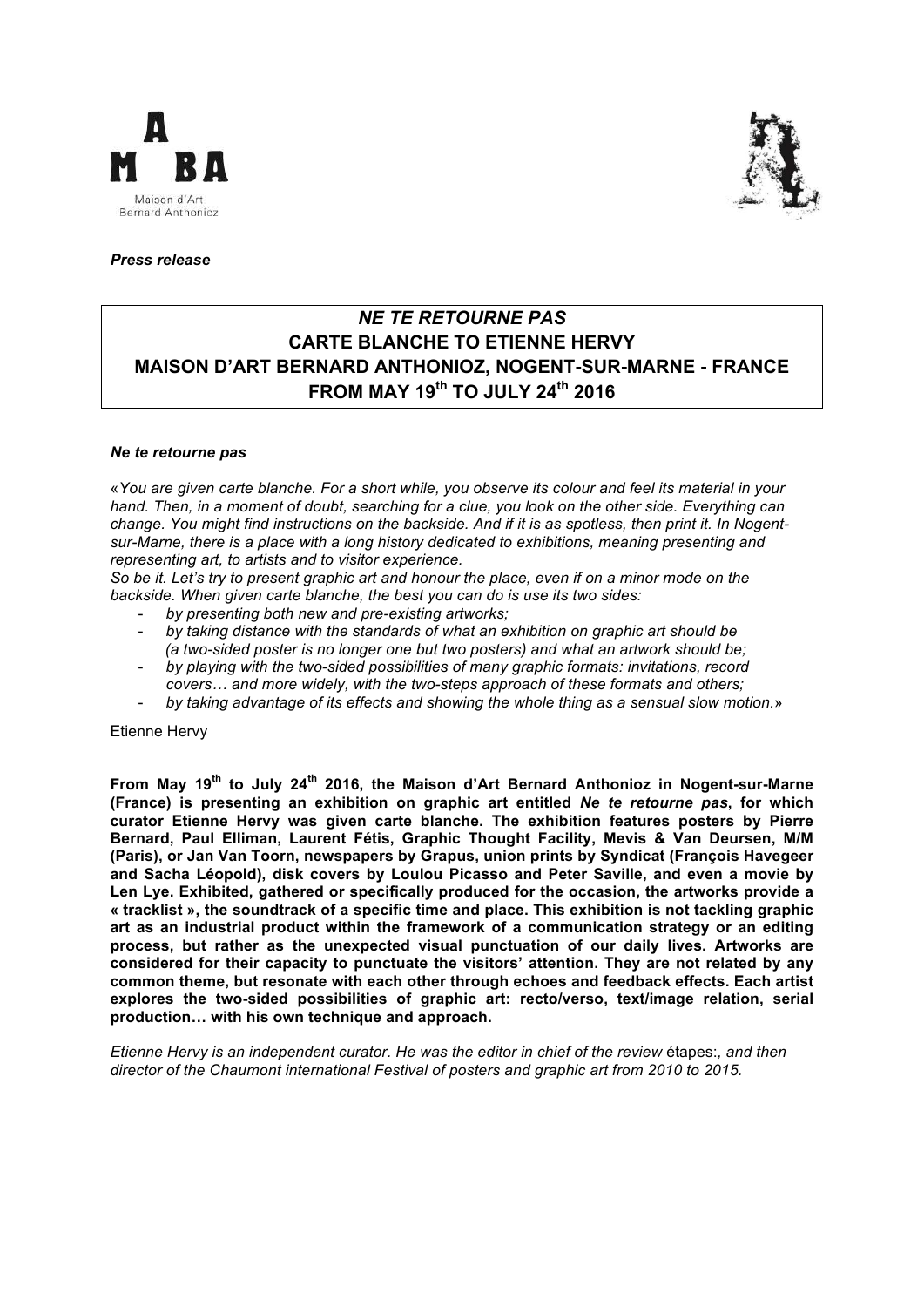Maison d'Art
Bernard Anthonioz

***Press release***

## *NE TE RETOURNE PAS*
## CARTE BLANCHE TO ETIENNE HERVY
## MAISON D'ART BERNARD ANTHONIOZ, NOGENT-SUR-MARNE - FRANCE
## FROM MAY 19th TO JULY 24th 2016

***Ne te retourne pas***

«*You are given carte blanche. For a short while, you observe its colour and feel its material in your hand. Then, in a moment of doubt, searching for a clue, you look on the other side. Everything can change. You might find instructions on the backside. And if it is as spotless, then print it. In Nogent-sur-Marne, there is a place with a long history dedicated to exhibitions, meaning presenting and representing art, to artists and to visitor experience.*
*So be it. Let's try to present graphic art and honour the place, even if on a minor mode on the backside. When given carte blanche, the best you can do is use its two sides:*

- *by presenting both new and pre-existing artworks;*
- *by taking distance with the standards of what an exhibition on graphic art should be (a two-sided poster is no longer one but two posters) and what an artwork should be;*
- *by playing with the two-sided possibilities of many graphic formats: invitations, record covers… and more widely, with the two-steps approach of these formats and others;*
- *by taking advantage of its effects and showing the whole thing as a sensual slow motion.*»

Etienne Hervy

**From May 19th to July 24th 2016, the Maison d'Art Bernard Anthonioz in Nogent-sur-Marne (France) is presenting an exhibition on graphic art entitled *Ne te retourne pas*, for which curator Etienne Hervy was given carte blanche. The exhibition features posters by Pierre Bernard, Paul Elliman, Laurent Fétis, Graphic Thought Facility, Mevis & Van Deursen, M/M (Paris), or Jan Van Toorn, newspapers by Grapus, union prints by Syndicat (François Havegeer and Sacha Léopold), disk covers by Loulou Picasso and Peter Saville, and even a movie by Len Lye. Exhibited, gathered or specifically produced for the occasion, the artworks provide a « tracklist », the soundtrack of a specific time and place. This exhibition is not tackling graphic art as an industrial product within the framework of a communication strategy or an editing process, but rather as the unexpected visual punctuation of our daily lives. Artworks are considered for their capacity to punctuate the visitors' attention. They are not related by any common theme, but resonate with each other through echoes and feedback effects. Each artist explores the two-sided possibilities of graphic art: recto/verso, text/image relation, serial production… with his own technique and approach.**

*Etienne Hervy is an independent curator. He was the editor in chief of the review* étapes:*, and then director of the Chaumont international Festival of posters and graphic art from 2010 to 2015.*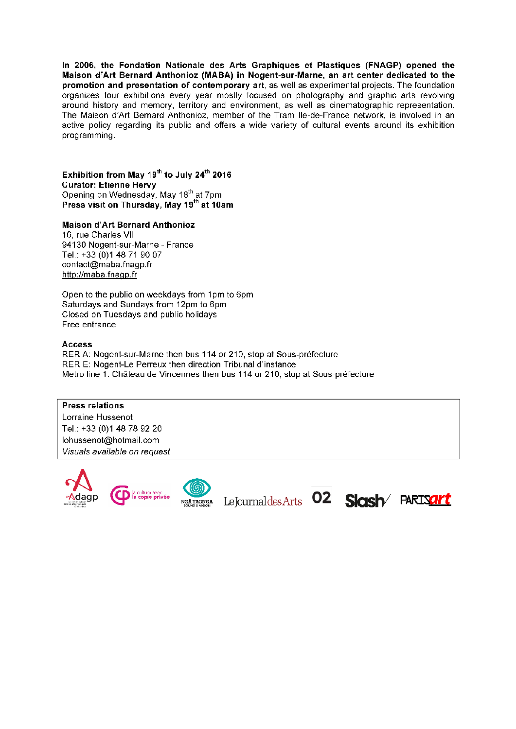**In 2006, the Fondation Nationale des Arts Graphiques et Plastiques (FNAGP) opened the Maison d'Art Bernard Anthonioz (MABA) in Nogent-sur-Marne, an art center dedicated to the promotion and presentation of contemporary art**, as well as experimental projects. The foundation organizes four exhibitions every year mostly focused on photography and graphic arts revolving around history and memory, territory and environment, as well as cinematographic representation. The Maison d'Art Bernard Anthonioz, member of the Tram Ile-de-France network, is involved in an active policy regarding its public and offers a wide variety of cultural events around its exhibition programming.

**Exhibition from May 19th to July 24th 2016**
**Curator: Etienne Hervy**
Opening on Wednesday, May 18th at 7pm
**Press visit on Thursday, May 19th at 10am**

**Maison d'Art Bernard Anthonioz**
16, rue Charles VII
94130 Nogent-sur-Marne - France
Tel.: +33 (0)1 48 71 90 07
contact@maba.fnagp.fr
http://maba.fnagp.fr

Open to the public on weekdays from 1pm to 6pm
Saturdays and Sundays from 12pm to 6pm
Closed on Tuesdays and public holidays
Free entrance

**Access**
RER A: Nogent-sur-Marne then bus 114 or 210, stop at Sous-préfecture
RER E: Nogent-Le Perreux then direction Tribunal d'instance
Metro line 1: Château de Vincennes then bus 114 or 210, stop at Sous-préfecture

**Press relations**
Lorraine Hussenot
Tel.: +33 (0)1 48 78 92 20
lohussenot@hotmail.com
*Visuals available on request*

Adagp · la culture avec la copie privée · NGÂ TRONGA SOUND & VISION · Le Journal des Arts · 02 · Slash · PARIS art